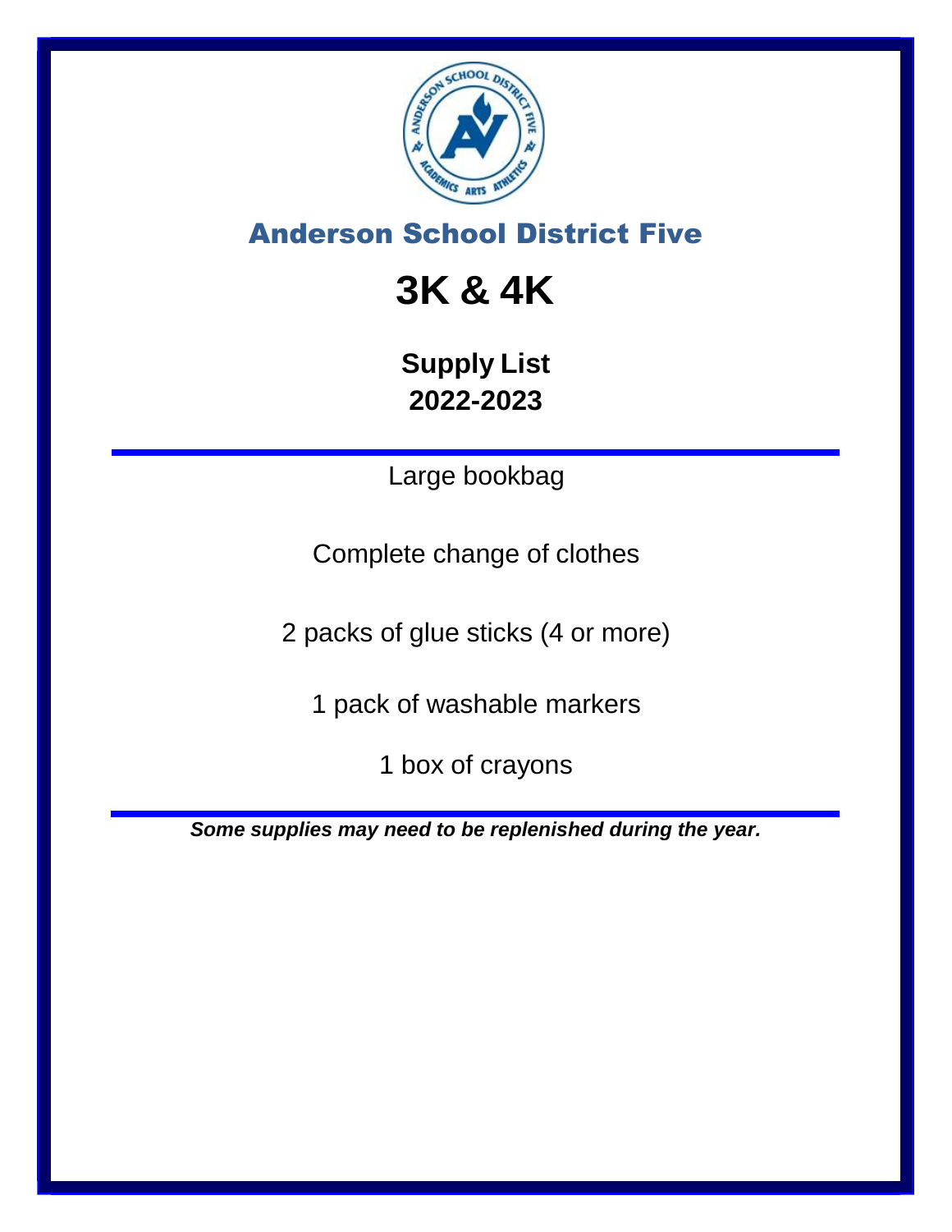## Anderson School District Five

# 3K & 4K

**Supply List**
**2022-2023**

---

Large bookbag

Complete change of clothes

2 packs of glue sticks (4 or more)

1 pack of washable markers

1 box of crayons

---

***Some supplies may need to be replenished during the year.***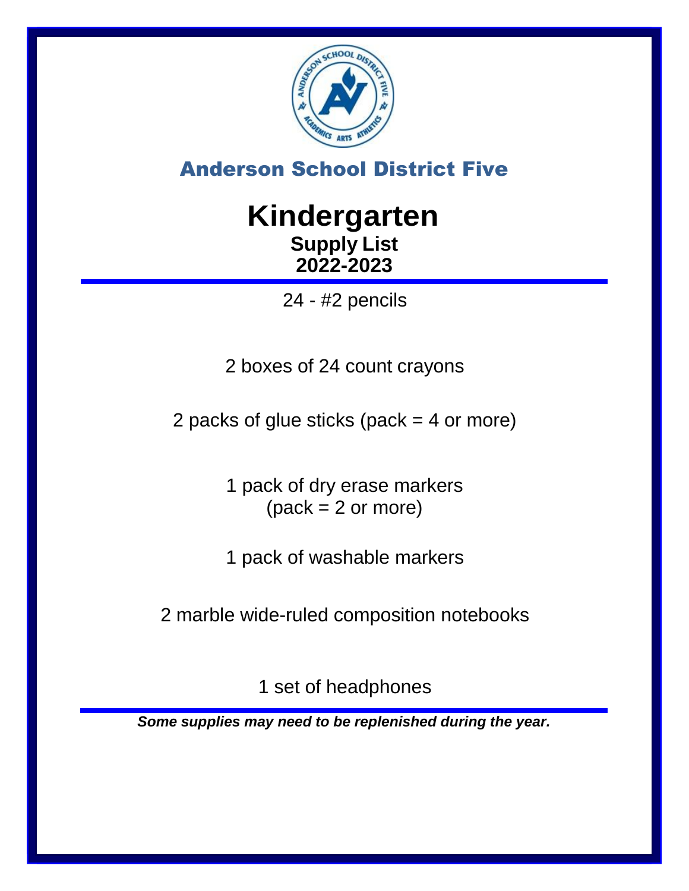## Anderson School District Five

# Kindergarten

### Supply List
### 2022-2023

---

24 - #2 pencils

2 boxes of 24 count crayons

2 packs of glue sticks (pack = 4 or more)

1 pack of dry erase markers (pack = 2 or more)

1 pack of washable markers

2 marble wide-ruled composition notebooks

1 set of headphones

---

***Some supplies may need to be replenished during the year.***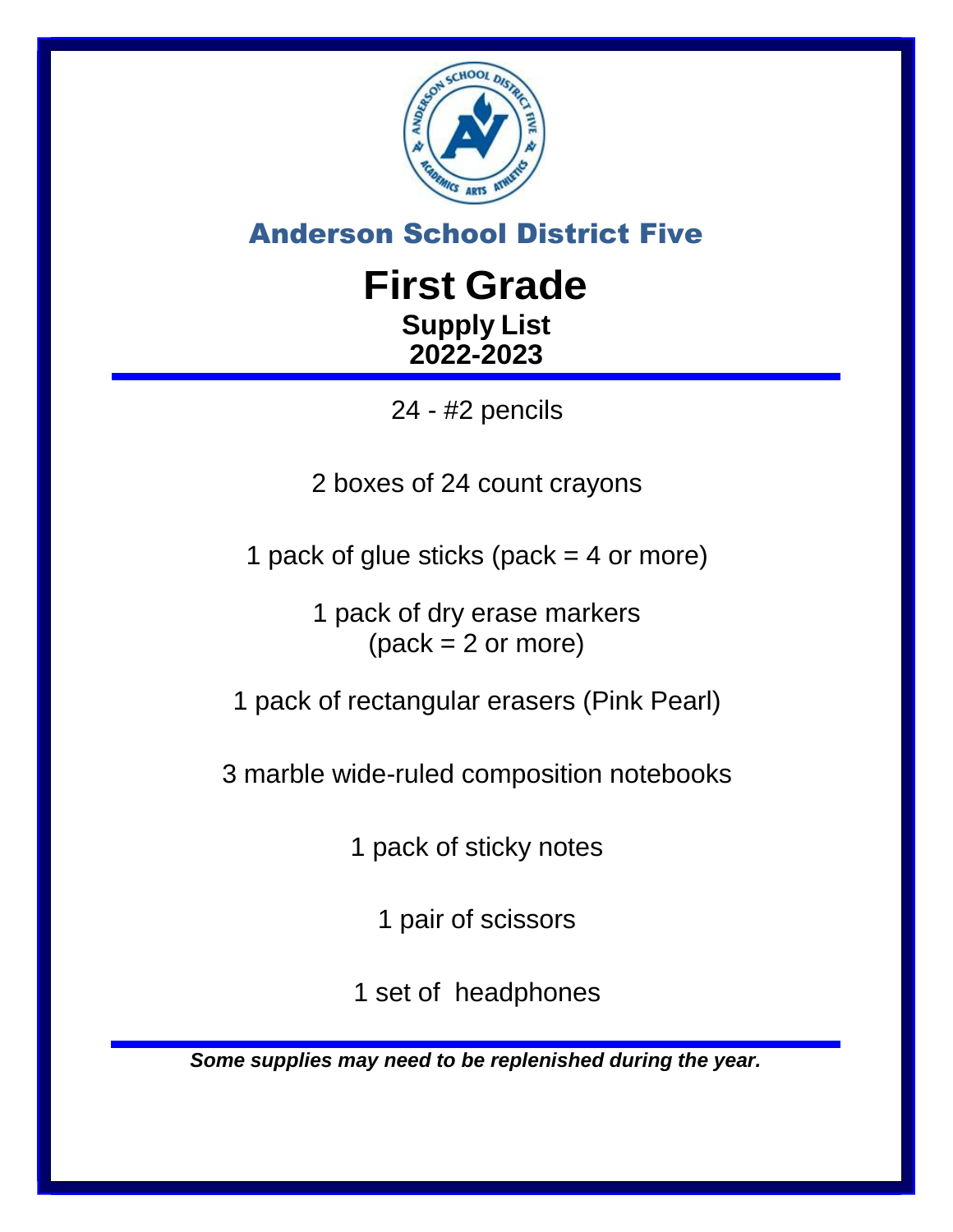## Anderson School District Five

# First Grade

### Supply List
### 2022-2023

---

24 - #2 pencils

2 boxes of 24 count crayons

1 pack of glue sticks (pack = 4 or more)

1 pack of dry erase markers
(pack = 2 or more)

1 pack of rectangular erasers (Pink Pearl)

3 marble wide-ruled composition notebooks

1 pack of sticky notes

1 pair of scissors

1 set of headphones

---

***Some supplies may need to be replenished during the year.***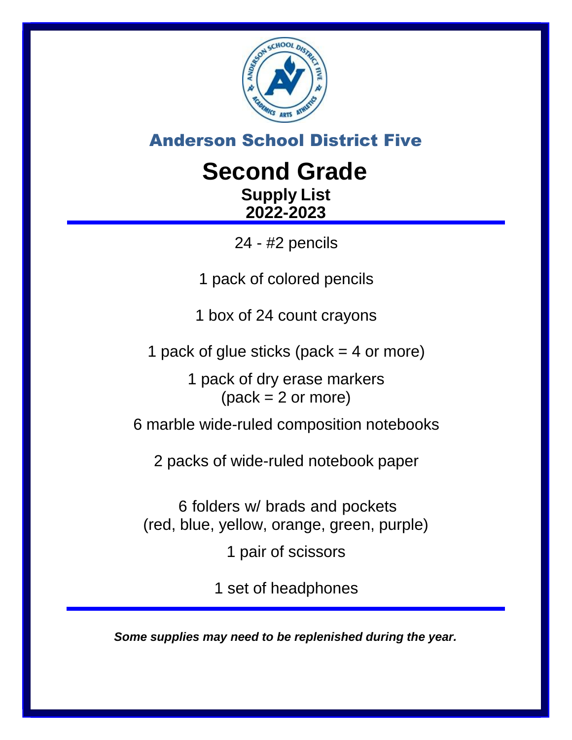## Anderson School District Five

# Second Grade

### Supply List
### 2022-2023

24 - #2 pencils

1 pack of colored pencils

1 box of 24 count crayons

1 pack of glue sticks (pack = 4 or more)

1 pack of dry erase markers
(pack = 2 or more)

6 marble wide-ruled composition notebooks

2 packs of wide-ruled notebook paper

6 folders w/ brads and pockets
(red, blue, yellow, orange, green, purple)

1 pair of scissors

1 set of headphones

***Some supplies may need to be replenished during the year.***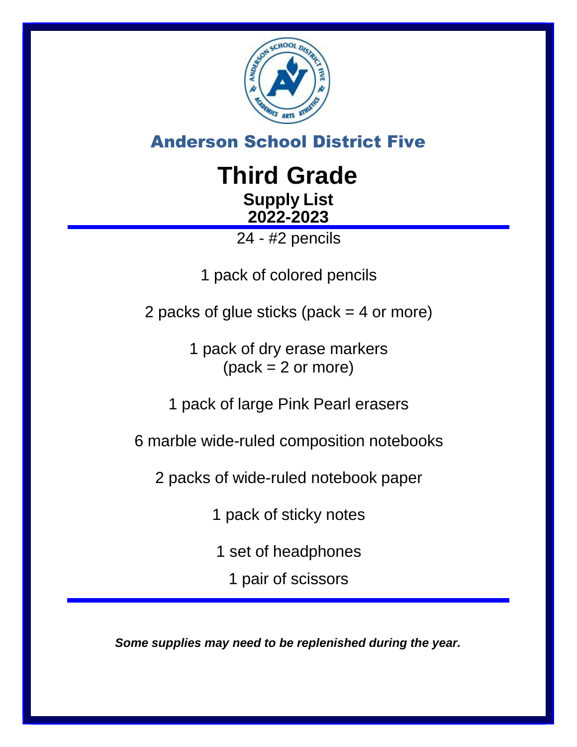## Anderson School District Five

# Third Grade

### Supply List
### 2022-2023

24 - #2 pencils

1 pack of colored pencils

2 packs of glue sticks (pack = 4 or more)

1 pack of dry erase markers
(pack = 2 or more)

1 pack of large Pink Pearl erasers

6 marble wide-ruled composition notebooks

2 packs of wide-ruled notebook paper

1 pack of sticky notes

1 set of headphones

1 pair of scissors

***Some supplies may need to be replenished during the year.***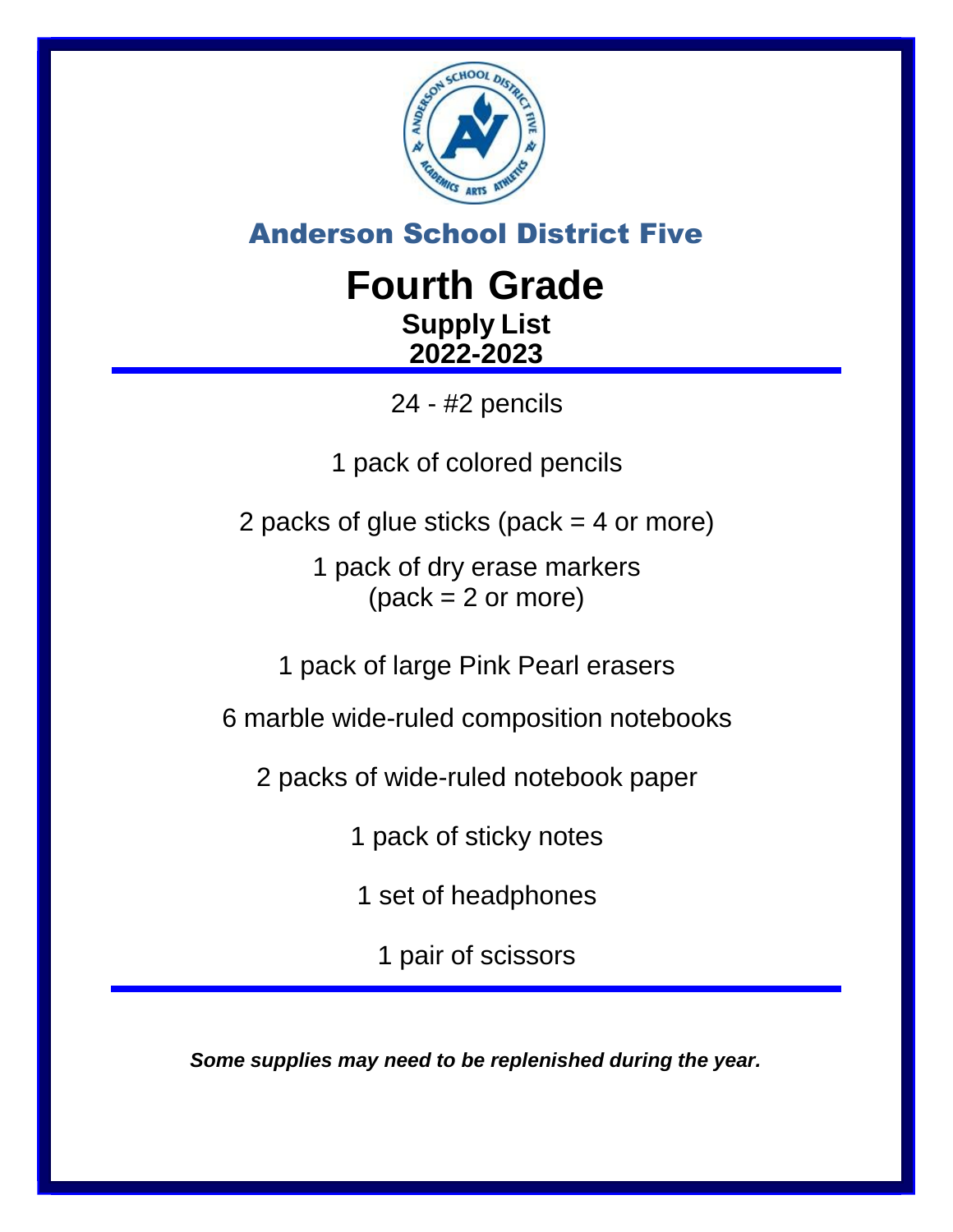## Anderson School District Five

# Fourth Grade

### Supply List
### 2022-2023

---

24 - #2 pencils

1 pack of colored pencils

2 packs of glue sticks (pack = 4 or more)

1 pack of dry erase markers
(pack = 2 or more)

1 pack of large Pink Pearl erasers

6 marble wide-ruled composition notebooks

2 packs of wide-ruled notebook paper

1 pack of sticky notes

1 set of headphones

1 pair of scissors

---

***Some supplies may need to be replenished during the year.***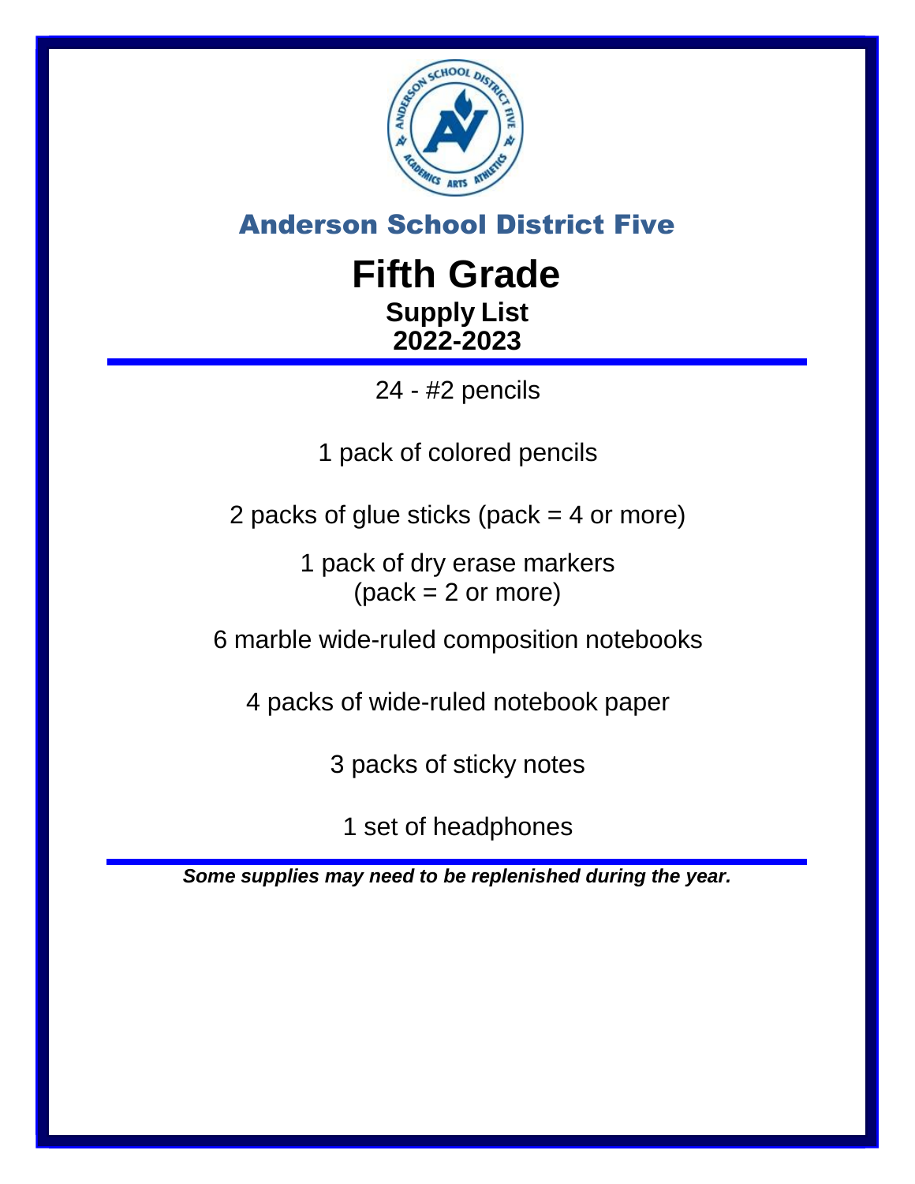## Anderson School District Five

# Fifth Grade

### Supply List
### 2022-2023

24 - #2 pencils

1 pack of colored pencils

2 packs of glue sticks (pack = 4 or more)

1 pack of dry erase markers (pack = 2 or more)

6 marble wide-ruled composition notebooks

4 packs of wide-ruled notebook paper

3 packs of sticky notes

1 set of headphones

***Some supplies may need to be replenished during the year.***